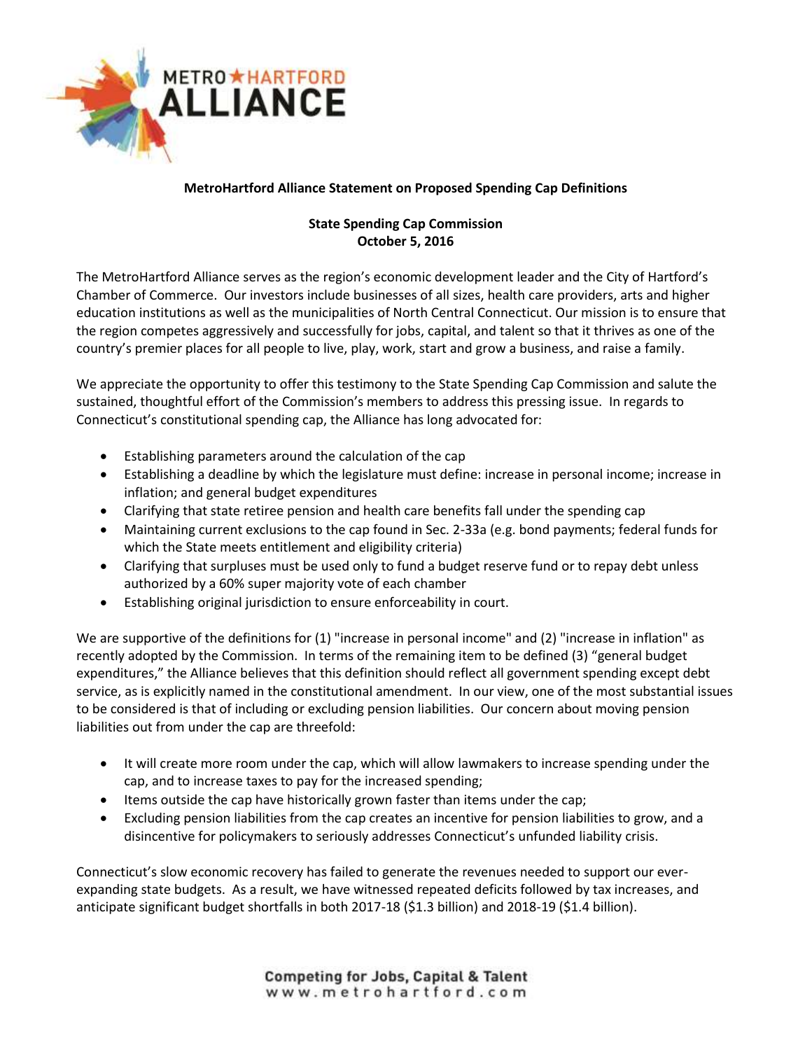**MetroHartford Alliance Statement on Proposed Spending Cap Definitions**

**State Spending Cap Commission**
**October 5, 2016**

The MetroHartford Alliance serves as the region's economic development leader and the City of Hartford's Chamber of Commerce. Our investors include businesses of all sizes, health care providers, arts and higher education institutions as well as the municipalities of North Central Connecticut. Our mission is to ensure that the region competes aggressively and successfully for jobs, capital, and talent so that it thrives as one of the country's premier places for all people to live, play, work, start and grow a business, and raise a family.

We appreciate the opportunity to offer this testimony to the State Spending Cap Commission and salute the sustained, thoughtful effort of the Commission's members to address this pressing issue. In regards to Connecticut's constitutional spending cap, the Alliance has long advocated for:

- Establishing parameters around the calculation of the cap
- Establishing a deadline by which the legislature must define: increase in personal income; increase in inflation; and general budget expenditures
- Clarifying that state retiree pension and health care benefits fall under the spending cap
- Maintaining current exclusions to the cap found in Sec. 2-33a (e.g. bond payments; federal funds for which the State meets entitlement and eligibility criteria)
- Clarifying that surpluses must be used only to fund a budget reserve fund or to repay debt unless authorized by a 60% super majority vote of each chamber
- Establishing original jurisdiction to ensure enforceability in court.

We are supportive of the definitions for (1) "increase in personal income" and (2) "increase in inflation" as recently adopted by the Commission. In terms of the remaining item to be defined (3) "general budget expenditures," the Alliance believes that this definition should reflect all government spending except debt service, as is explicitly named in the constitutional amendment. In our view, one of the most substantial issues to be considered is that of including or excluding pension liabilities. Our concern about moving pension liabilities out from under the cap are threefold:

- It will create more room under the cap, which will allow lawmakers to increase spending under the cap, and to increase taxes to pay for the increased spending;
- Items outside the cap have historically grown faster than items under the cap;
- Excluding pension liabilities from the cap creates an incentive for pension liabilities to grow, and a disincentive for policymakers to seriously addresses Connecticut's unfunded liability crisis.

Connecticut's slow economic recovery has failed to generate the revenues needed to support our ever-expanding state budgets. As a result, we have witnessed repeated deficits followed by tax increases, and anticipate significant budget shortfalls in both 2017-18 ($1.3 billion) and 2018-19 ($1.4 billion).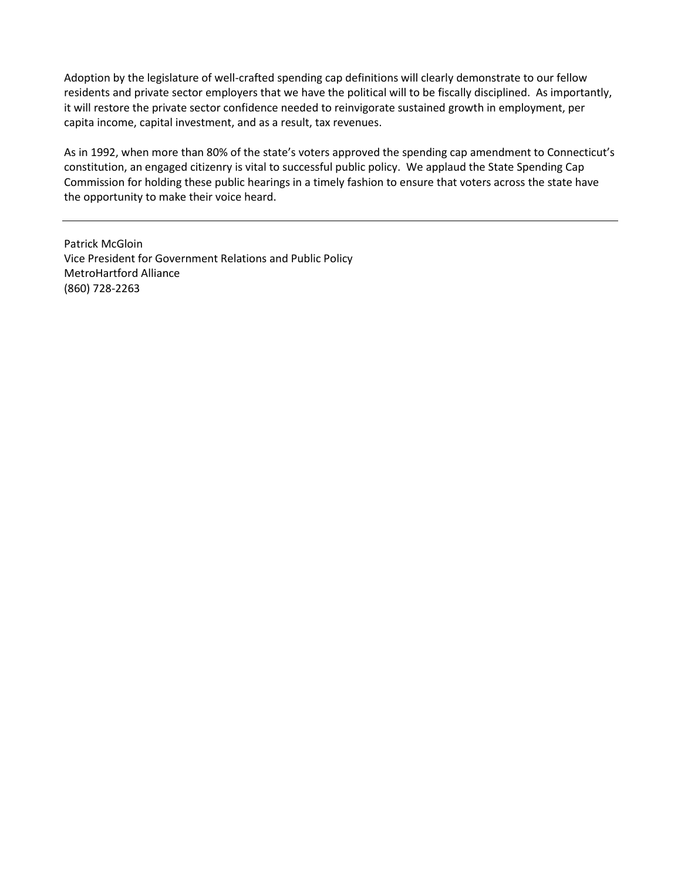Adoption by the legislature of well-crafted spending cap definitions will clearly demonstrate to our fellow residents and private sector employers that we have the political will to be fiscally disciplined. As importantly, it will restore the private sector confidence needed to reinvigorate sustained growth in employment, per capita income, capital investment, and as a result, tax revenues.

As in 1992, when more than 80% of the state's voters approved the spending cap amendment to Connecticut's constitution, an engaged citizenry is vital to successful public policy. We applaud the State Spending Cap Commission for holding these public hearings in a timely fashion to ensure that voters across the state have the opportunity to make their voice heard.

---

Patrick McGloin
Vice President for Government Relations and Public Policy
MetroHartford Alliance
(860) 728-2263